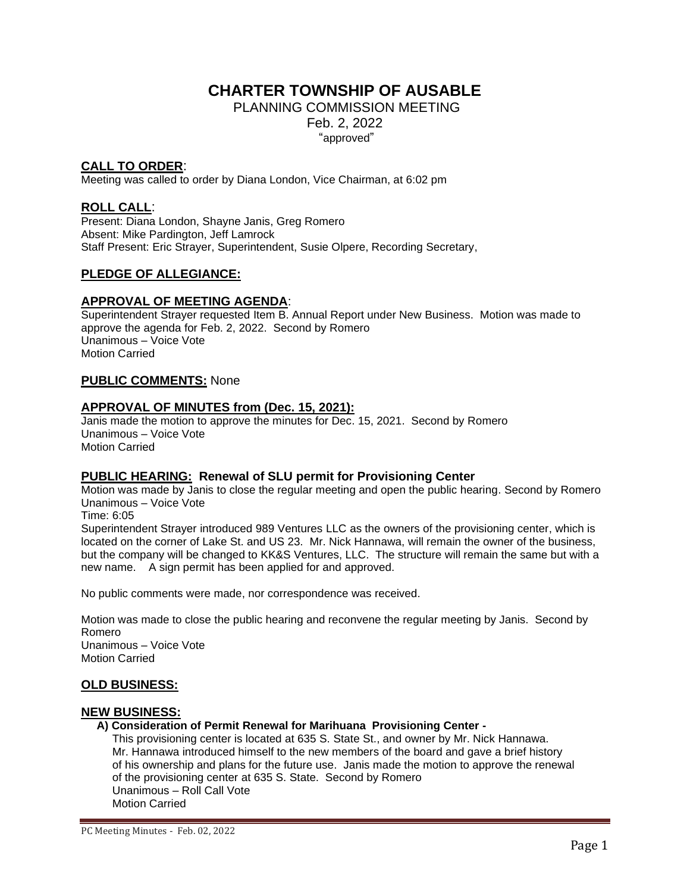# CHARTER TOWNSHIP OF AUSABLE

PLANNING COMMISSION MEETING
Feb. 2, 2022
"approved"

## CALL TO ORDER:

Meeting was called to order by Diana London, Vice Chairman, at 6:02 pm

## ROLL CALL:

Present: Diana London, Shayne Janis, Greg Romero
Absent: Mike Pardington, Jeff Lamrock
Staff Present: Eric Strayer, Superintendent, Susie Olpere, Recording Secretary,

## PLEDGE OF ALLEGIANCE:

## APPROVAL OF MEETING AGENDA:

Superintendent Strayer requested Item B. Annual Report under New Business. Motion was made to approve the agenda for Feb. 2, 2022. Second by Romero
Unanimous – Voice Vote
Motion Carried

## PUBLIC COMMENTS: None

## APPROVAL OF MINUTES from (Dec. 15, 2021):

Janis made the motion to approve the minutes for Dec. 15, 2021. Second by Romero
Unanimous – Voice Vote
Motion Carried

## PUBLIC HEARING: Renewal of SLU permit for Provisioning Center

Motion was made by Janis to close the regular meeting and open the public hearing. Second by Romero
Unanimous – Voice Vote
Time: 6:05
Superintendent Strayer introduced 989 Ventures LLC as the owners of the provisioning center, which is located on the corner of Lake St. and US 23. Mr. Nick Hannawa, will remain the owner of the business, but the company will be changed to KK&S Ventures, LLC. The structure will remain the same but with a new name. A sign permit has been applied for and approved.

No public comments were made, nor correspondence was received.

Motion was made to close the public hearing and reconvene the regular meeting by Janis. Second by Romero
Unanimous – Voice Vote
Motion Carried

## OLD BUSINESS:

## NEW BUSINESS:

**A) Consideration of Permit Renewal for Marihuana Provisioning Center -**

This provisioning center is located at 635 S. State St., and owner by Mr. Nick Hannawa. Mr. Hannawa introduced himself to the new members of the board and gave a brief history of his ownership and plans for the future use. Janis made the motion to approve the renewal of the provisioning center at 635 S. State. Second by Romero
Unanimous – Roll Call Vote
Motion Carried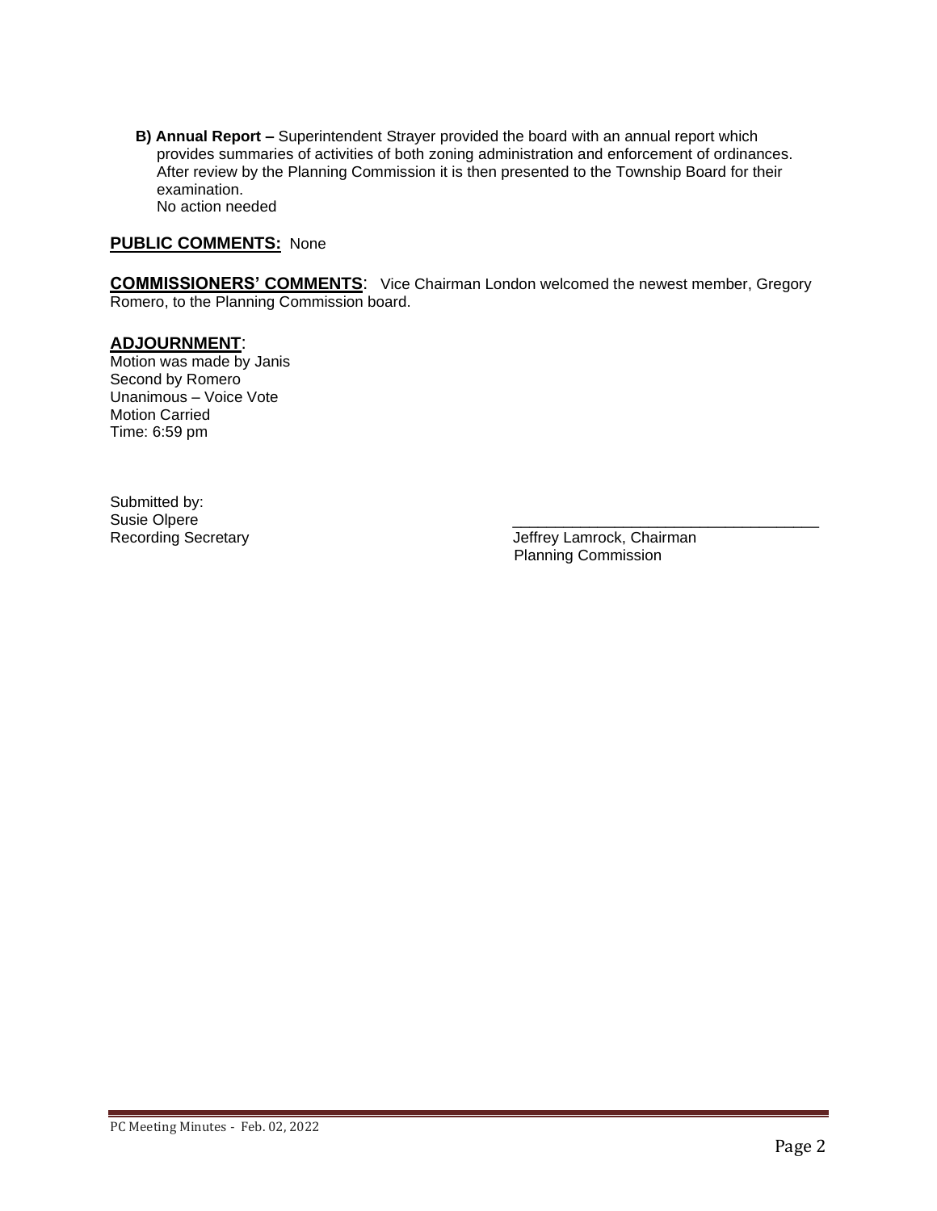**B) Annual Report –** Superintendent Strayer provided the board with an annual report which provides summaries of activities of both zoning administration and enforcement of ordinances. After review by the Planning Commission it is then presented to the Township Board for their examination.
No action needed

**PUBLIC COMMENTS:** None

**COMMISSIONERS' COMMENTS**: Vice Chairman London welcomed the newest member, Gregory Romero, to the Planning Commission board.

**ADJOURNMENT**:
Motion was made by Janis
Second by Romero
Unanimous – Voice Vote
Motion Carried
Time: 6:59 pm

Submitted by:
Susie Olpere
Recording Secretary

\_\_\_\_\_\_\_\_\_\_\_\_\_\_\_\_\_\_\_\_\_\_\_\_\_\_\_\_\_\_\_\_\_\_\_\_
Jeffrey Lamrock, Chairman
Planning Commission